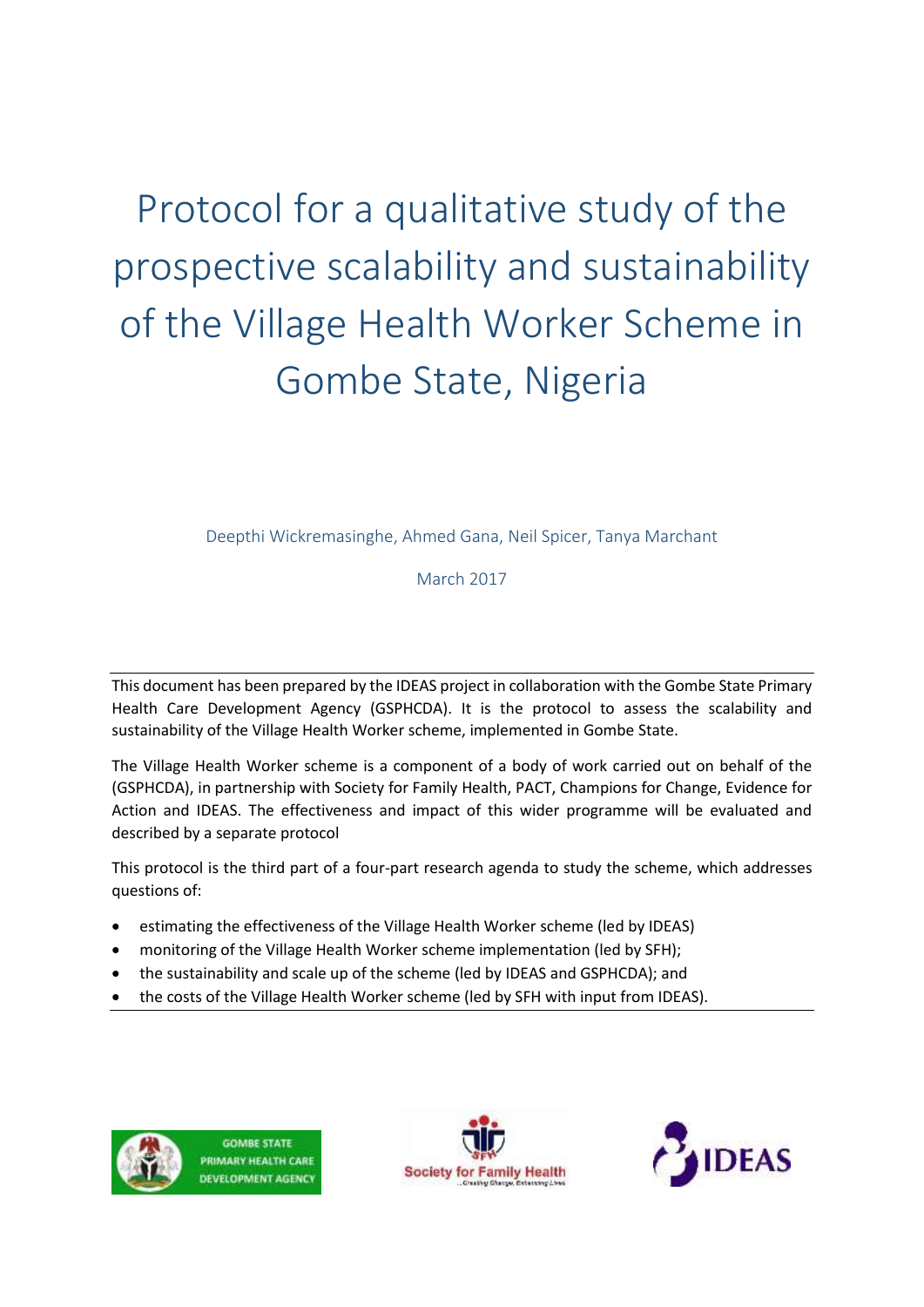# Protocol for a qualitative study of the prospective scalability and sustainability of the Village Health Worker Scheme in Gombe State, Nigeria

Deepthi Wickremasinghe, Ahmed Gana, Neil Spicer, Tanya Marchant

March 2017

---

This document has been prepared by the IDEAS project in collaboration with the Gombe State Primary Health Care Development Agency (GSPHCDA). It is the protocol to assess the scalability and sustainability of the Village Health Worker scheme, implemented in Gombe State.

The Village Health Worker scheme is a component of a body of work carried out on behalf of the (GSPHCDA), in partnership with Society for Family Health, PACT, Champions for Change, Evidence for Action and IDEAS. The effectiveness and impact of this wider programme will be evaluated and described by a separate protocol

This protocol is the third part of a four-part research agenda to study the scheme, which addresses questions of:

- estimating the effectiveness of the Village Health Worker scheme (led by IDEAS)
- monitoring of the Village Health Worker scheme implementation (led by SFH);
- the sustainability and scale up of the scheme (led by IDEAS and GSPHCDA); and
- the costs of the Village Health Worker scheme (led by SFH with input from IDEAS).

---

GOMBE STATE PRIMARY HEALTH CARE DEVELOPMENT AGENCY

Society for Family Health

IDEAS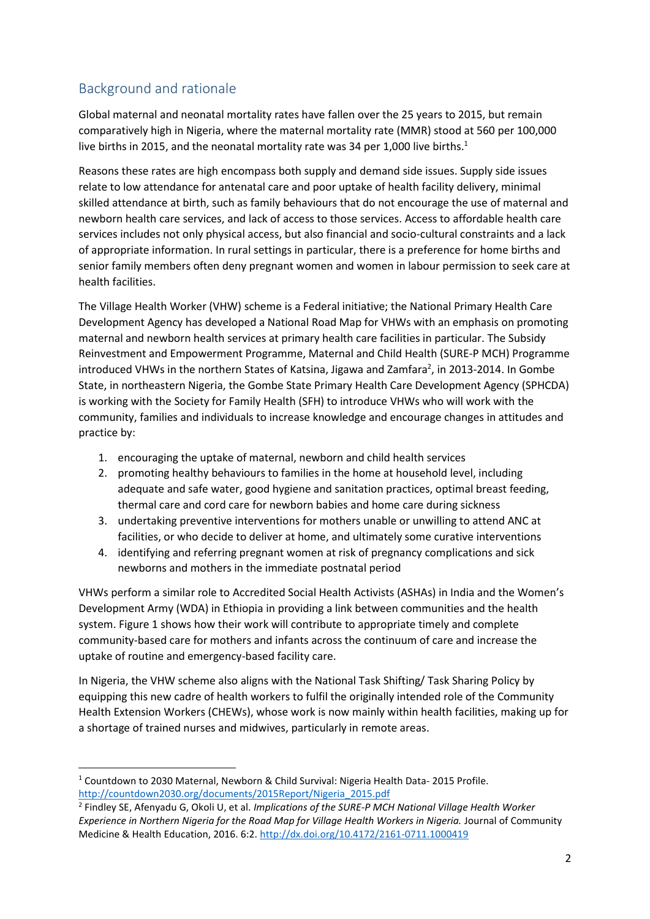## Background and rationale

Global maternal and neonatal mortality rates have fallen over the 25 years to 2015, but remain comparatively high in Nigeria, where the maternal mortality rate (MMR) stood at 560 per 100,000 live births in 2015, and the neonatal mortality rate was 34 per 1,000 live births.[1]

Reasons these rates are high encompass both supply and demand side issues. Supply side issues relate to low attendance for antenatal care and poor uptake of health facility delivery, minimal skilled attendance at birth, such as family behaviours that do not encourage the use of maternal and newborn health care services, and lack of access to those services. Access to affordable health care services includes not only physical access, but also financial and socio-cultural constraints and a lack of appropriate information. In rural settings in particular, there is a preference for home births and senior family members often deny pregnant women and women in labour permission to seek care at health facilities.

The Village Health Worker (VHW) scheme is a Federal initiative; the National Primary Health Care Development Agency has developed a National Road Map for VHWs with an emphasis on promoting maternal and newborn health services at primary health care facilities in particular. The Subsidy Reinvestment and Empowerment Programme, Maternal and Child Health (SURE-P MCH) Programme introduced VHWs in the northern States of Katsina, Jigawa and Zamfara[2], in 2013-2014. In Gombe State, in northeastern Nigeria, the Gombe State Primary Health Care Development Agency (SPHCDA) is working with the Society for Family Health (SFH) to introduce VHWs who will work with the community, families and individuals to increase knowledge and encourage changes in attitudes and practice by:

1. encouraging the uptake of maternal, newborn and child health services
2. promoting healthy behaviours to families in the home at household level, including adequate and safe water, good hygiene and sanitation practices, optimal breast feeding, thermal care and cord care for newborn babies and home care during sickness
3. undertaking preventive interventions for mothers unable or unwilling to attend ANC at facilities, or who decide to deliver at home, and ultimately some curative interventions
4. identifying and referring pregnant women at risk of pregnancy complications and sick newborns and mothers in the immediate postnatal period

VHWs perform a similar role to Accredited Social Health Activists (ASHAs) in India and the Women's Development Army (WDA) in Ethiopia in providing a link between communities and the health system. Figure 1 shows how their work will contribute to appropriate timely and complete community-based care for mothers and infants across the continuum of care and increase the uptake of routine and emergency-based facility care.

In Nigeria, the VHW scheme also aligns with the National Task Shifting/ Task Sharing Policy by equipping this new cadre of health workers to fulfil the originally intended role of the Community Health Extension Workers (CHEWs), whose work is now mainly within health facilities, making up for a shortage of trained nurses and midwives, particularly in remote areas.

---

[1] Countdown to 2030 Maternal, Newborn & Child Survival: Nigeria Health Data- 2015 Profile. http://countdown2030.org/documents/2015Report/Nigeria_2015.pdf

[2] Findley SE, Afenyadu G, Okoli U, et al. *Implications of the SURE-P MCH National Village Health Worker Experience in Northern Nigeria for the Road Map for Village Health Workers in Nigeria.* Journal of Community Medicine & Health Education, 2016. 6:2. http://dx.doi.org/10.4172/2161-0711.1000419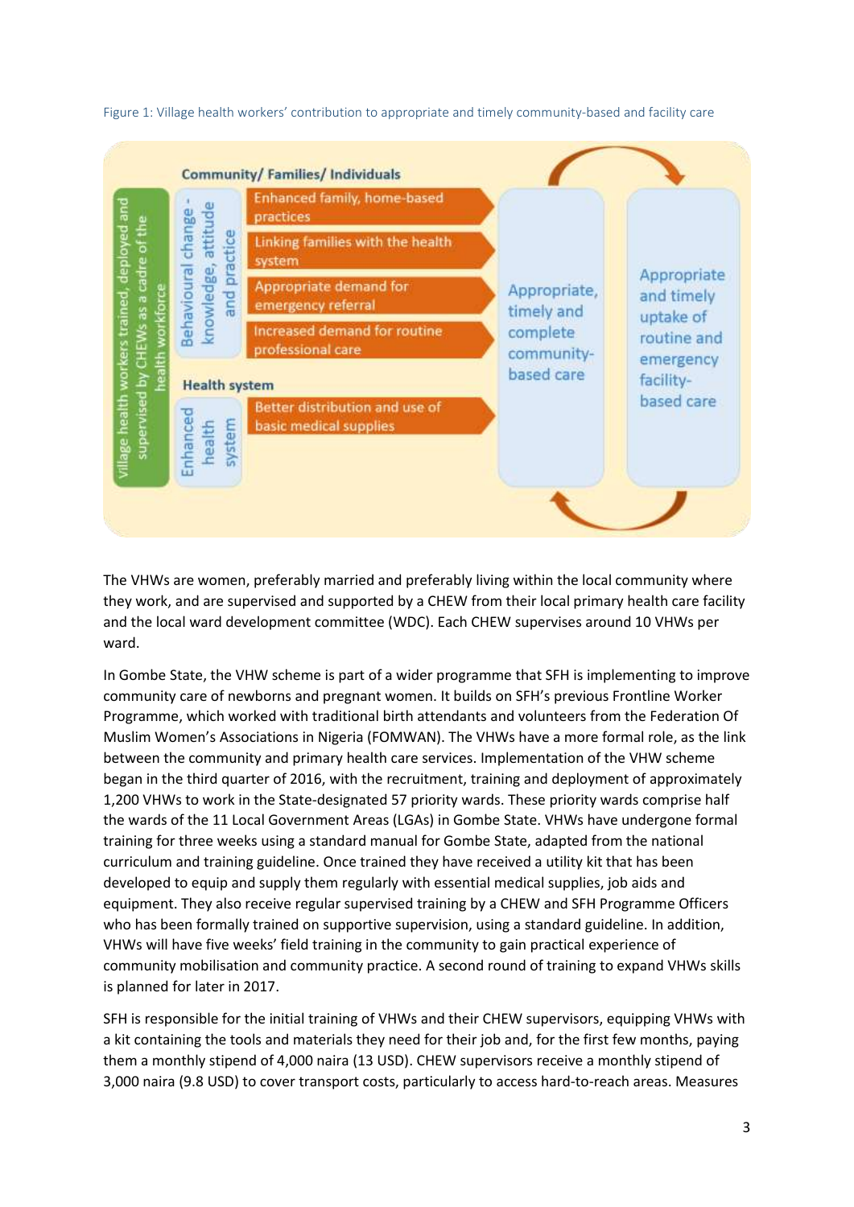Figure 1: Village health workers' contribution to appropriate and timely community-based and facility care

Village health workers trained, deployed and supervised by CHEWs as a cadre of the health workforce

Community/ Families/ Individuals

Behavioural change - knowledge, attitude and practice

- Enhanced family, home-based practices
- Linking families with the health system
- Appropriate demand for emergency referral
- Increased demand for routine professional care

Health system

Enhanced health system

- Better distribution and use of basic medical supplies

Appropriate, timely and complete community-based care

Appropriate and timely uptake of routine and emergency facility-based care

The VHWs are women, preferably married and preferably living within the local community where they work, and are supervised and supported by a CHEW from their local primary health care facility and the local ward development committee (WDC). Each CHEW supervises around 10 VHWs per ward.

In Gombe State, the VHW scheme is part of a wider programme that SFH is implementing to improve community care of newborns and pregnant women. It builds on SFH's previous Frontline Worker Programme, which worked with traditional birth attendants and volunteers from the Federation Of Muslim Women's Associations in Nigeria (FOMWAN). The VHWs have a more formal role, as the link between the community and primary health care services. Implementation of the VHW scheme began in the third quarter of 2016, with the recruitment, training and deployment of approximately 1,200 VHWs to work in the State-designated 57 priority wards. These priority wards comprise half the wards of the 11 Local Government Areas (LGAs) in Gombe State. VHWs have undergone formal training for three weeks using a standard manual for Gombe State, adapted from the national curriculum and training guideline. Once trained they have received a utility kit that has been developed to equip and supply them regularly with essential medical supplies, job aids and equipment. They also receive regular supervised training by a CHEW and SFH Programme Officers who has been formally trained on supportive supervision, using a standard guideline. In addition, VHWs will have five weeks' field training in the community to gain practical experience of community mobilisation and community practice. A second round of training to expand VHWs skills is planned for later in 2017.

SFH is responsible for the initial training of VHWs and their CHEW supervisors, equipping VHWs with a kit containing the tools and materials they need for their job and, for the first few months, paying them a monthly stipend of 4,000 naira (13 USD). CHEW supervisors receive a monthly stipend of 3,000 naira (9.8 USD) to cover transport costs, particularly to access hard-to-reach areas. Measures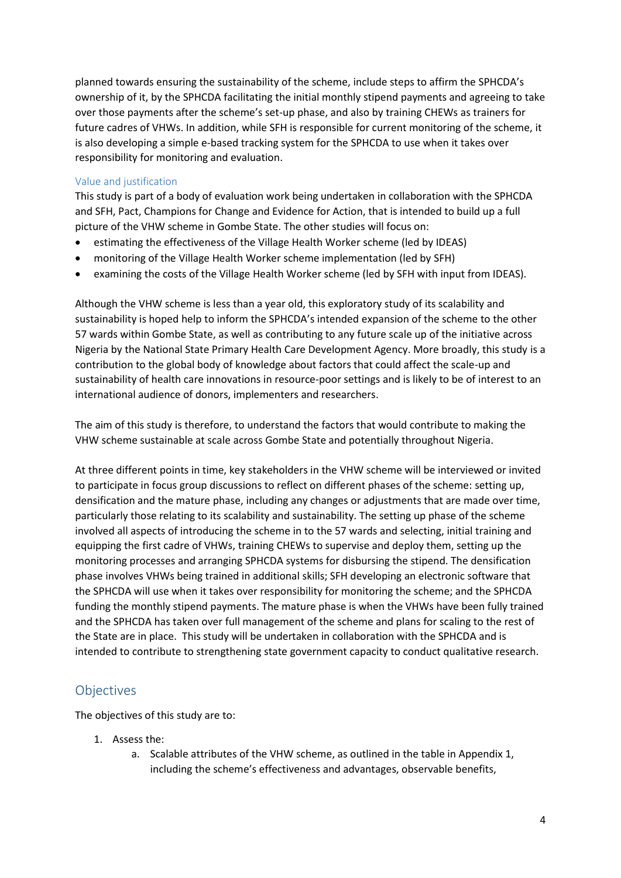planned towards ensuring the sustainability of the scheme, include steps to affirm the SPHCDA's ownership of it, by the SPHCDA facilitating the initial monthly stipend payments and agreeing to take over those payments after the scheme's set-up phase, and also by training CHEWs as trainers for future cadres of VHWs. In addition, while SFH is responsible for current monitoring of the scheme, it is also developing a simple e-based tracking system for the SPHCDA to use when it takes over responsibility for monitoring and evaluation.

### Value and justification

This study is part of a body of evaluation work being undertaken in collaboration with the SPHCDA and SFH, Pact, Champions for Change and Evidence for Action, that is intended to build up a full picture of the VHW scheme in Gombe State. The other studies will focus on:

- estimating the effectiveness of the Village Health Worker scheme (led by IDEAS)
- monitoring of the Village Health Worker scheme implementation (led by SFH)
- examining the costs of the Village Health Worker scheme (led by SFH with input from IDEAS).

Although the VHW scheme is less than a year old, this exploratory study of its scalability and sustainability is hoped help to inform the SPHCDA's intended expansion of the scheme to the other 57 wards within Gombe State, as well as contributing to any future scale up of the initiative across Nigeria by the National State Primary Health Care Development Agency. More broadly, this study is a contribution to the global body of knowledge about factors that could affect the scale-up and sustainability of health care innovations in resource-poor settings and is likely to be of interest to an international audience of donors, implementers and researchers.

The aim of this study is therefore, to understand the factors that would contribute to making the VHW scheme sustainable at scale across Gombe State and potentially throughout Nigeria.

At three different points in time, key stakeholders in the VHW scheme will be interviewed or invited to participate in focus group discussions to reflect on different phases of the scheme: setting up, densification and the mature phase, including any changes or adjustments that are made over time, particularly those relating to its scalability and sustainability. The setting up phase of the scheme involved all aspects of introducing the scheme in to the 57 wards and selecting, initial training and equipping the first cadre of VHWs, training CHEWs to supervise and deploy them, setting up the monitoring processes and arranging SPHCDA systems for disbursing the stipend. The densification phase involves VHWs being trained in additional skills; SFH developing an electronic software that the SPHCDA will use when it takes over responsibility for monitoring the scheme; and the SPHCDA funding the monthly stipend payments. The mature phase is when the VHWs have been fully trained and the SPHCDA has taken over full management of the scheme and plans for scaling to the rest of the State are in place. This study will be undertaken in collaboration with the SPHCDA and is intended to contribute to strengthening state government capacity to conduct qualitative research.

## Objectives

The objectives of this study are to:

1. Assess the:
    a. Scalable attributes of the VHW scheme, as outlined in the table in Appendix 1, including the scheme's effectiveness and advantages, observable benefits,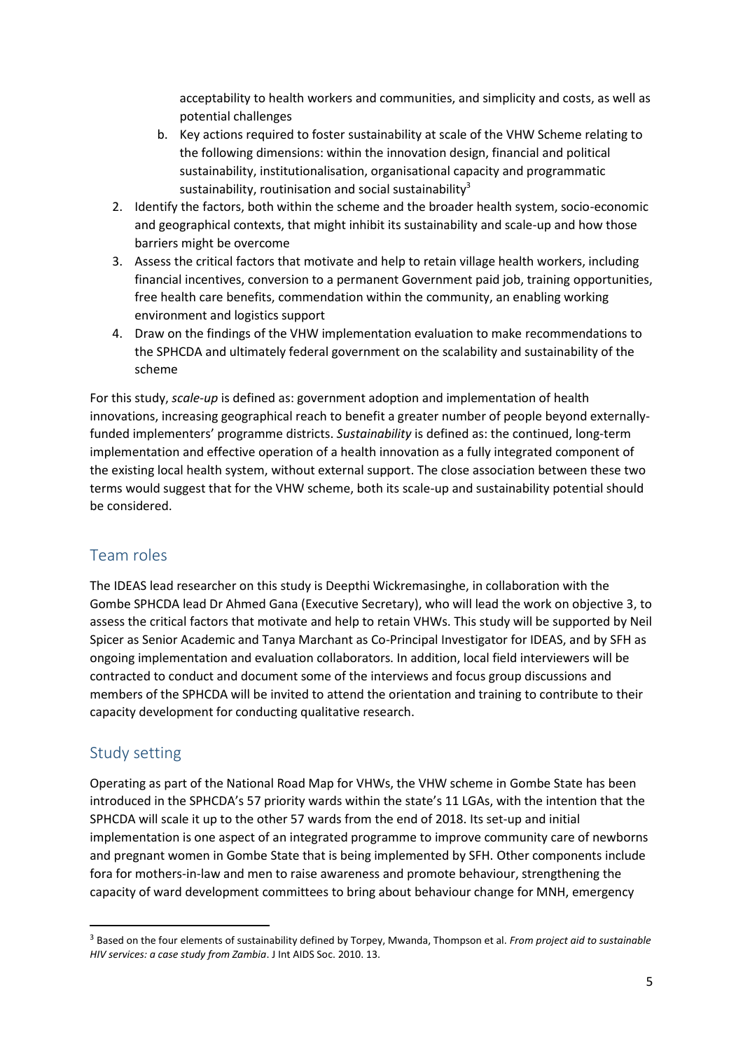acceptability to health workers and communities, and simplicity and costs, as well as potential challenges

   b. Key actions required to foster sustainability at scale of the VHW Scheme relating to the following dimensions: within the innovation design, financial and political sustainability, institutionalisation, organisational capacity and programmatic sustainability, routinisation and social sustainability[3]

2. Identify the factors, both within the scheme and the broader health system, socio-economic and geographical contexts, that might inhibit its sustainability and scale-up and how those barriers might be overcome
3. Assess the critical factors that motivate and help to retain village health workers, including financial incentives, conversion to a permanent Government paid job, training opportunities, free health care benefits, commendation within the community, an enabling working environment and logistics support
4. Draw on the findings of the VHW implementation evaluation to make recommendations to the SPHCDA and ultimately federal government on the scalability and sustainability of the scheme

For this study, *scale-up* is defined as: government adoption and implementation of health innovations, increasing geographical reach to benefit a greater number of people beyond externally-funded implementers' programme districts. *Sustainability* is defined as: the continued, long-term implementation and effective operation of a health innovation as a fully integrated component of the existing local health system, without external support. The close association between these two terms would suggest that for the VHW scheme, both its scale-up and sustainability potential should be considered.

## Team roles

The IDEAS lead researcher on this study is Deepthi Wickremasinghe, in collaboration with the Gombe SPHCDA lead Dr Ahmed Gana (Executive Secretary), who will lead the work on objective 3, to assess the critical factors that motivate and help to retain VHWs. This study will be supported by Neil Spicer as Senior Academic and Tanya Marchant as Co-Principal Investigator for IDEAS, and by SFH as ongoing implementation and evaluation collaborators. In addition, local field interviewers will be contracted to conduct and document some of the interviews and focus group discussions and members of the SPHCDA will be invited to attend the orientation and training to contribute to their capacity development for conducting qualitative research.

## Study setting

Operating as part of the National Road Map for VHWs, the VHW scheme in Gombe State has been introduced in the SPHCDA's 57 priority wards within the state's 11 LGAs, with the intention that the SPHCDA will scale it up to the other 57 wards from the end of 2018. Its set-up and initial implementation is one aspect of an integrated programme to improve community care of newborns and pregnant women in Gombe State that is being implemented by SFH. Other components include fora for mothers-in-law and men to raise awareness and promote behaviour, strengthening the capacity of ward development committees to bring about behaviour change for MNH, emergency

---

[3] Based on the four elements of sustainability defined by Torpey, Mwanda, Thompson et al. *From project aid to sustainable HIV services: a case study from Zambia*. J Int AIDS Soc. 2010. 13.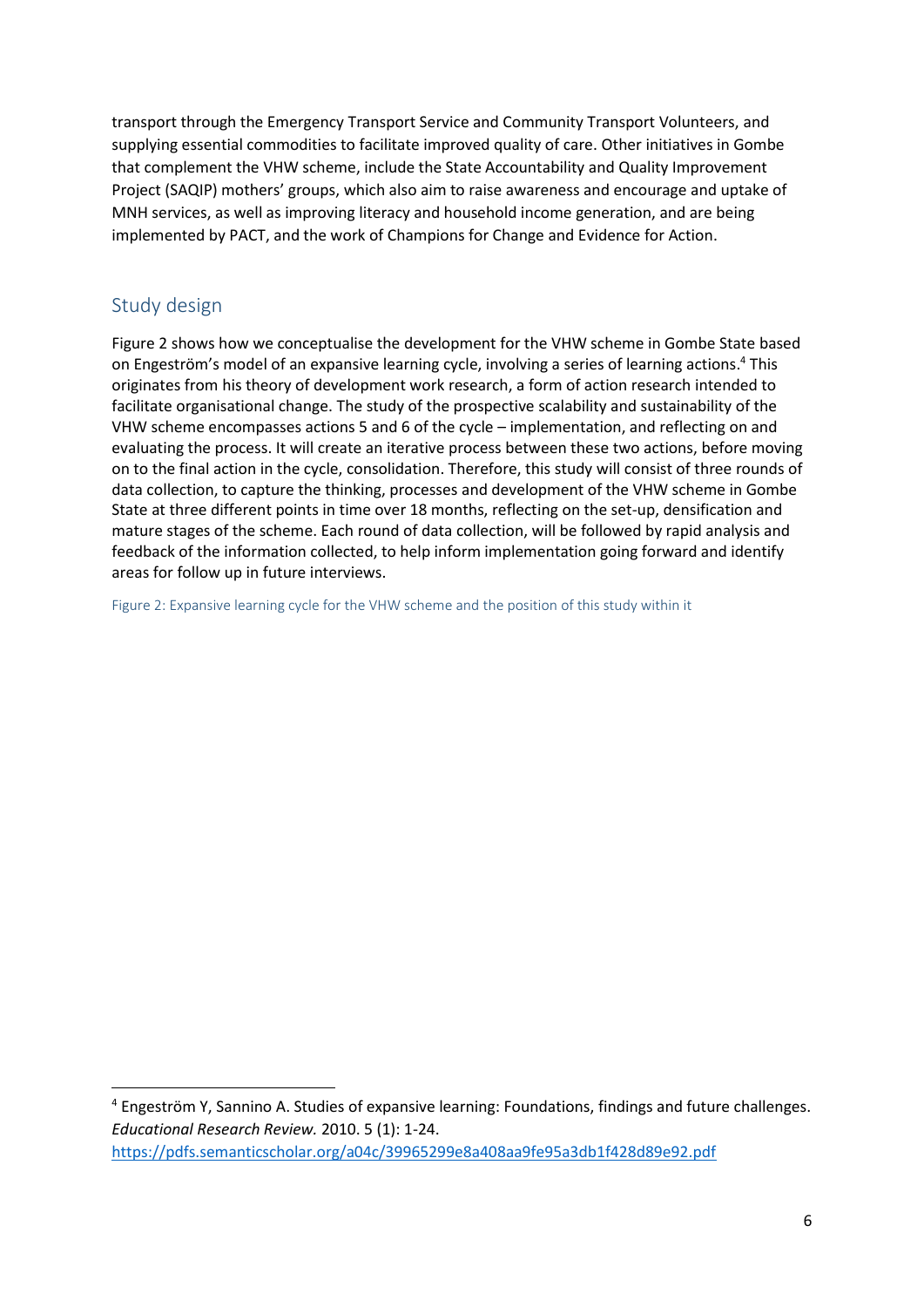transport through the Emergency Transport Service and Community Transport Volunteers, and supplying essential commodities to facilitate improved quality of care. Other initiatives in Gombe that complement the VHW scheme, include the State Accountability and Quality Improvement Project (SAQIP) mothers' groups, which also aim to raise awareness and encourage and uptake of MNH services, as well as improving literacy and household income generation, and are being implemented by PACT, and the work of Champions for Change and Evidence for Action.

## Study design

Figure 2 shows how we conceptualise the development for the VHW scheme in Gombe State based on Engeström's model of an expansive learning cycle, involving a series of learning actions.[4] This originates from his theory of development work research, a form of action research intended to facilitate organisational change. The study of the prospective scalability and sustainability of the VHW scheme encompasses actions 5 and 6 of the cycle – implementation, and reflecting on and evaluating the process. It will create an iterative process between these two actions, before moving on to the final action in the cycle, consolidation. Therefore, this study will consist of three rounds of data collection, to capture the thinking, processes and development of the VHW scheme in Gombe State at three different points in time over 18 months, reflecting on the set-up, densification and mature stages of the scheme. Each round of data collection, will be followed by rapid analysis and feedback of the information collected, to help inform implementation going forward and identify areas for follow up in future interviews.

Figure 2: Expansive learning cycle for the VHW scheme and the position of this study within it

[4] Engeström Y, Sannino A. Studies of expansive learning: Foundations, findings and future challenges. *Educational Research Review.* 2010. 5 (1): 1-24. https://pdfs.semanticscholar.org/a04c/39965299e8a408aa9fe95a3db1f428d89e92.pdf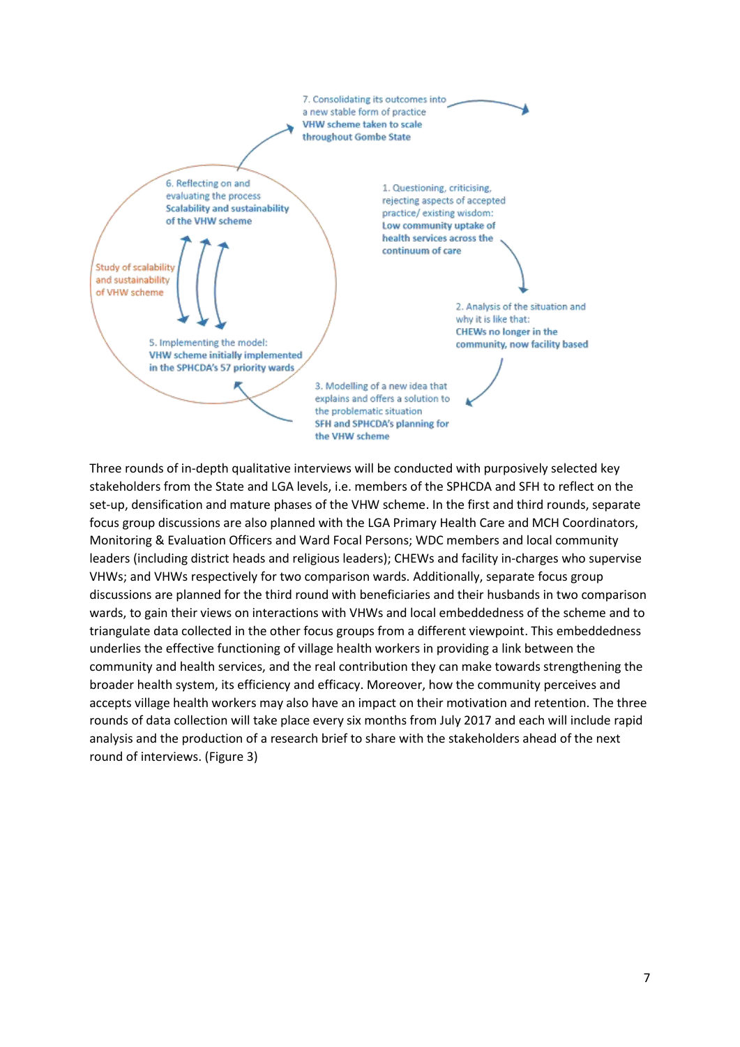7. Consolidating its outcomes into a new stable form of practice
**VHW scheme taken to scale throughout Gombe State**

6. Reflecting on and evaluating the process
**Scalability and sustainability of the VHW scheme**

1. Questioning, criticising, rejecting aspects of accepted practice/ existing wisdom:
**Low community uptake of health services across the continuum of care**

Study of scalability and sustainability of VHW scheme

2. Analysis of the situation and why it is like that:
**CHEWs no longer in the community, now facility based**

5. Implementing the model:
**VHW scheme initially implemented in the SPHCDA's 57 priority wards**

3. Modelling of a new idea that explains and offers a solution to the problematic situation
**SFH and SPHCDA's planning for the VHW scheme**

Three rounds of in-depth qualitative interviews will be conducted with purposively selected key stakeholders from the State and LGA levels, i.e. members of the SPHCDA and SFH to reflect on the set-up, densification and mature phases of the VHW scheme. In the first and third rounds, separate focus group discussions are also planned with the LGA Primary Health Care and MCH Coordinators, Monitoring & Evaluation Officers and Ward Focal Persons; WDC members and local community leaders (including district heads and religious leaders); CHEWs and facility in-charges who supervise VHWs; and VHWs respectively for two comparison wards. Additionally, separate focus group discussions are planned for the third round with beneficiaries and their husbands in two comparison wards, to gain their views on interactions with VHWs and local embeddedness of the scheme and to triangulate data collected in the other focus groups from a different viewpoint. This embeddedness underlies the effective functioning of village health workers in providing a link between the community and health services, and the real contribution they can make towards strengthening the broader health system, its efficiency and efficacy. Moreover, how the community perceives and accepts village health workers may also have an impact on their motivation and retention. The three rounds of data collection will take place every six months from July 2017 and each will include rapid analysis and the production of a research brief to share with the stakeholders ahead of the next round of interviews. (Figure 3)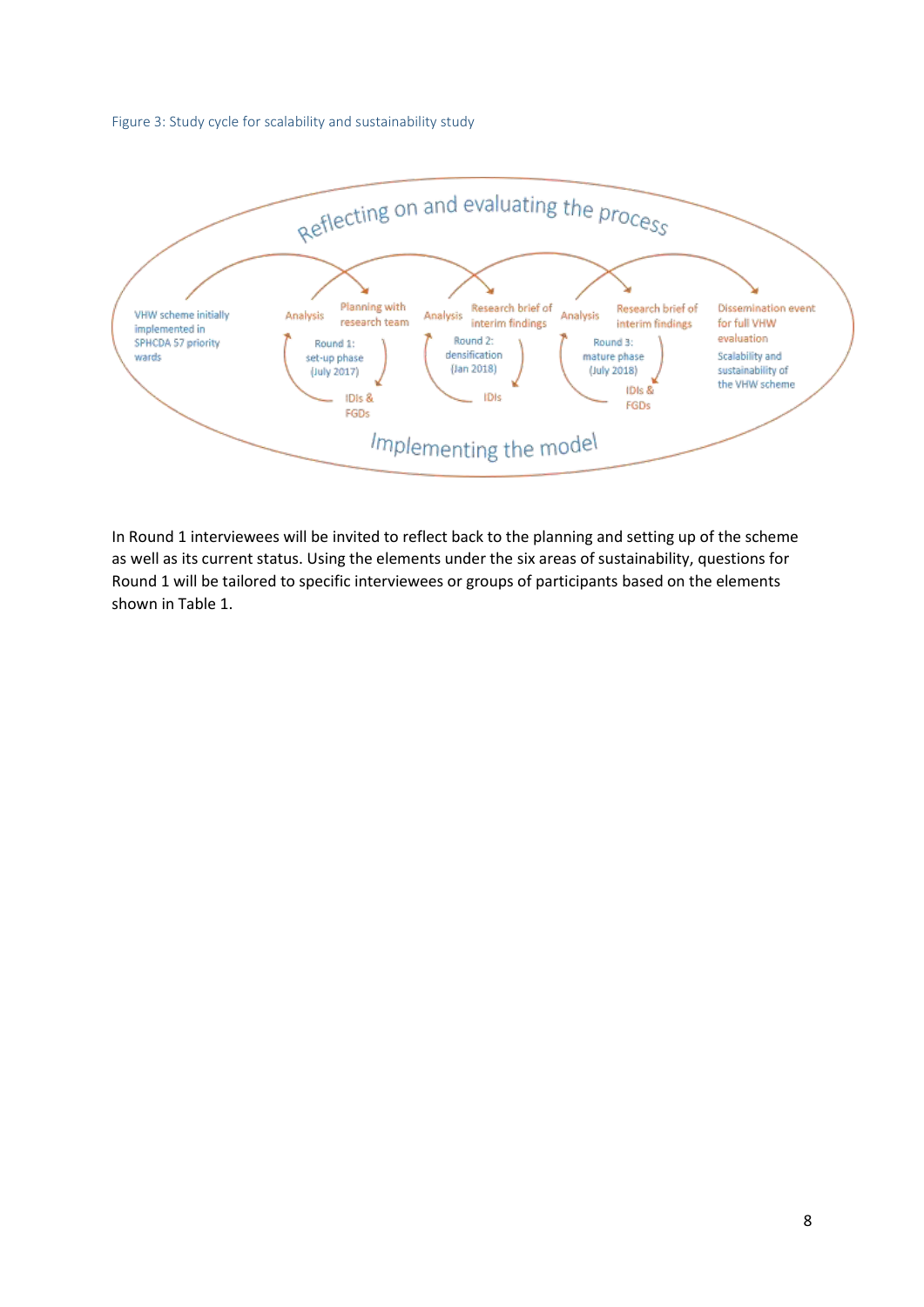Figure 3: Study cycle for scalability and sustainability study

Reflecting on and evaluating the process

VHW scheme initially implemented in SPHCDA 57 priority wards

Analysis

Planning with research team

Round 1: set-up phase (July 2017)

IDIs & FGDs

Analysis

Research brief of interim findings

Round 2: densification (Jan 2018)

IDIs

Analysis

Research brief of interim findings

Round 3: mature phase (July 2018)

IDIs & FGDs

Dissemination event for full VHW evaluation

Scalability and sustainability of the VHW scheme

Implementing the model

In Round 1 interviewees will be invited to reflect back to the planning and setting up of the scheme as well as its current status. Using the elements under the six areas of sustainability, questions for Round 1 will be tailored to specific interviewees or groups of participants based on the elements shown in Table 1.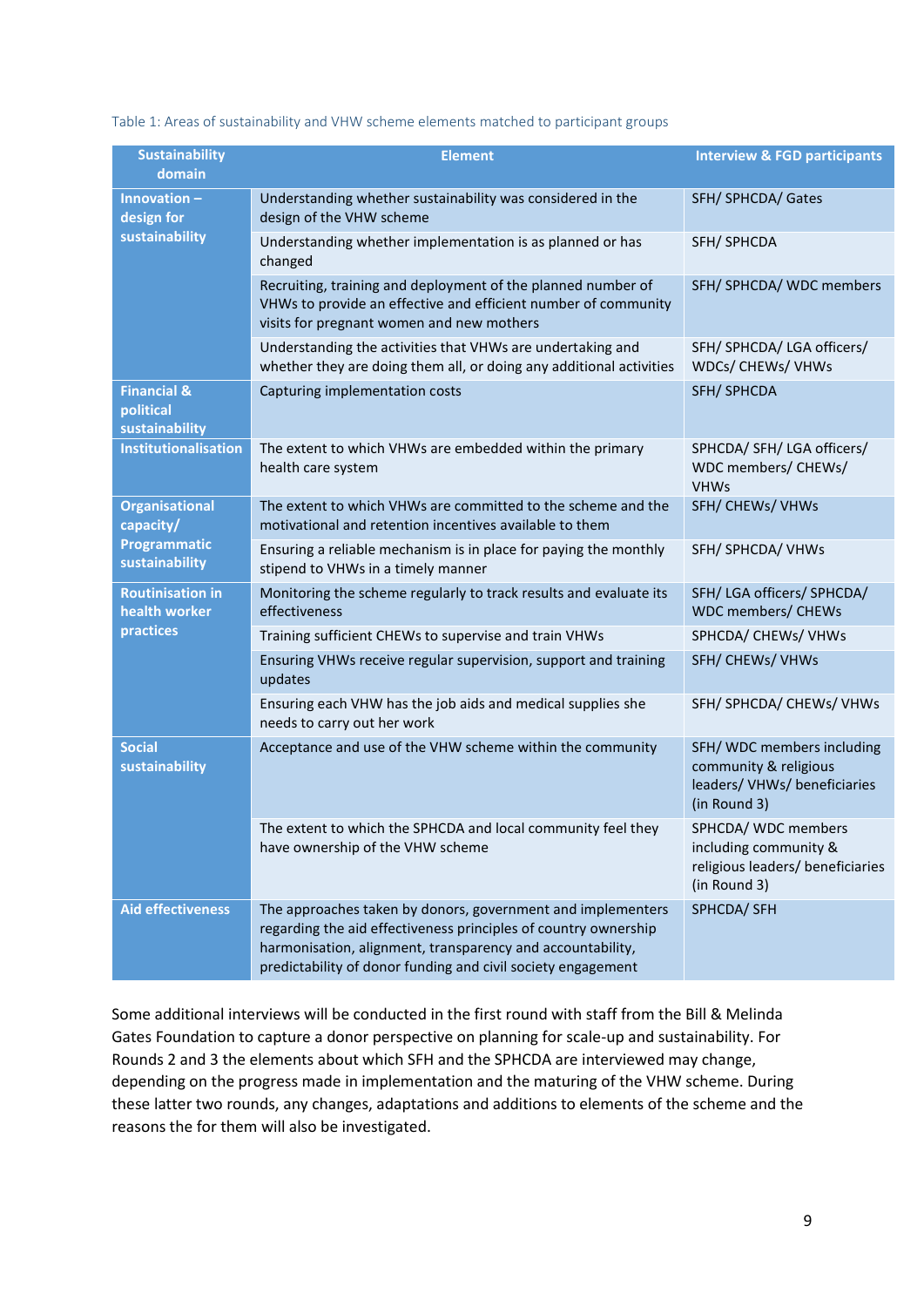Table 1: Areas of sustainability and VHW scheme elements matched to participant groups

| Sustainability domain | Element | Interview & FGD participants |
|---|---|---|
| Innovation – design for sustainability | Understanding whether sustainability was considered in the design of the VHW scheme | SFH/ SPHCDA/ Gates |
| | Understanding whether implementation is as planned or has changed | SFH/ SPHCDA |
| | Recruiting, training and deployment of the planned number of VHWs to provide an effective and efficient number of community visits for pregnant women and new mothers | SFH/ SPHCDA/ WDC members |
| | Understanding the activities that VHWs are undertaking and whether they are doing them all, or doing any additional activities | SFH/ SPHCDA/ LGA officers/ WDCs/ CHEWs/ VHWs |
| Financial & political sustainability | Capturing implementation costs | SFH/ SPHCDA |
| Institutionalisation | The extent to which VHWs are embedded within the primary health care system | SPHCDA/ SFH/ LGA officers/ WDC members/ CHEWs/ VHWs |
| Organisational capacity/ Programmatic sustainability | The extent to which VHWs are committed to the scheme and the motivational and retention incentives available to them | SFH/ CHEWs/ VHWs |
| | Ensuring a reliable mechanism is in place for paying the monthly stipend to VHWs in a timely manner | SFH/ SPHCDA/ VHWs |
| Routinisation in health worker practices | Monitoring the scheme regularly to track results and evaluate its effectiveness | SFH/ LGA officers/ SPHCDA/ WDC members/ CHEWs |
| | Training sufficient CHEWs to supervise and train VHWs | SPHCDA/ CHEWs/ VHWs |
| | Ensuring VHWs receive regular supervision, support and training updates | SFH/ CHEWs/ VHWs |
| | Ensuring each VHW has the job aids and medical supplies she needs to carry out her work | SFH/ SPHCDA/ CHEWs/ VHWs |
| Social sustainability | Acceptance and use of the VHW scheme within the community | SFH/ WDC members including community & religious leaders/ VHWs/ beneficiaries (in Round 3) |
| | The extent to which the SPHCDA and local community feel they have ownership of the VHW scheme | SPHCDA/ WDC members including community & religious leaders/ beneficiaries (in Round 3) |
| Aid effectiveness | The approaches taken by donors, government and implementers regarding the aid effectiveness principles of country ownership harmonisation, alignment, transparency and accountability, predictability of donor funding and civil society engagement | SPHCDA/ SFH |

Some additional interviews will be conducted in the first round with staff from the Bill & Melinda Gates Foundation to capture a donor perspective on planning for scale-up and sustainability. For Rounds 2 and 3 the elements about which SFH and the SPHCDA are interviewed may change, depending on the progress made in implementation and the maturing of the VHW scheme. During these latter two rounds, any changes, adaptations and additions to elements of the scheme and the reasons the for them will also be investigated.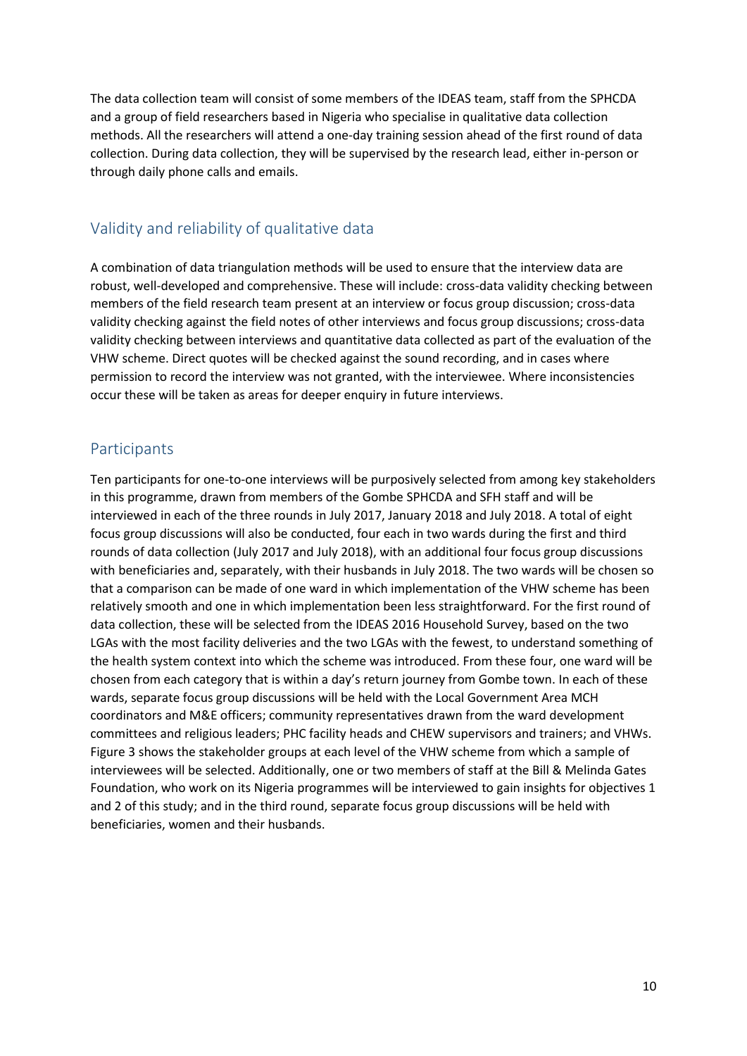The data collection team will consist of some members of the IDEAS team, staff from the SPHCDA and a group of field researchers based in Nigeria who specialise in qualitative data collection methods. All the researchers will attend a one-day training session ahead of the first round of data collection. During data collection, they will be supervised by the research lead, either in-person or through daily phone calls and emails.

## Validity and reliability of qualitative data

A combination of data triangulation methods will be used to ensure that the interview data are robust, well-developed and comprehensive. These will include: cross-data validity checking between members of the field research team present at an interview or focus group discussion; cross-data validity checking against the field notes of other interviews and focus group discussions; cross-data validity checking between interviews and quantitative data collected as part of the evaluation of the VHW scheme. Direct quotes will be checked against the sound recording, and in cases where permission to record the interview was not granted, with the interviewee. Where inconsistencies occur these will be taken as areas for deeper enquiry in future interviews.

## Participants

Ten participants for one-to-one interviews will be purposively selected from among key stakeholders in this programme, drawn from members of the Gombe SPHCDA and SFH staff and will be interviewed in each of the three rounds in July 2017, January 2018 and July 2018. A total of eight focus group discussions will also be conducted, four each in two wards during the first and third rounds of data collection (July 2017 and July 2018), with an additional four focus group discussions with beneficiaries and, separately, with their husbands in July 2018. The two wards will be chosen so that a comparison can be made of one ward in which implementation of the VHW scheme has been relatively smooth and one in which implementation been less straightforward. For the first round of data collection, these will be selected from the IDEAS 2016 Household Survey, based on the two LGAs with the most facility deliveries and the two LGAs with the fewest, to understand something of the health system context into which the scheme was introduced. From these four, one ward will be chosen from each category that is within a day's return journey from Gombe town. In each of these wards, separate focus group discussions will be held with the Local Government Area MCH coordinators and M&E officers; community representatives drawn from the ward development committees and religious leaders; PHC facility heads and CHEW supervisors and trainers; and VHWs. Figure 3 shows the stakeholder groups at each level of the VHW scheme from which a sample of interviewees will be selected. Additionally, one or two members of staff at the Bill & Melinda Gates Foundation, who work on its Nigeria programmes will be interviewed to gain insights for objectives 1 and 2 of this study; and in the third round, separate focus group discussions will be held with beneficiaries, women and their husbands.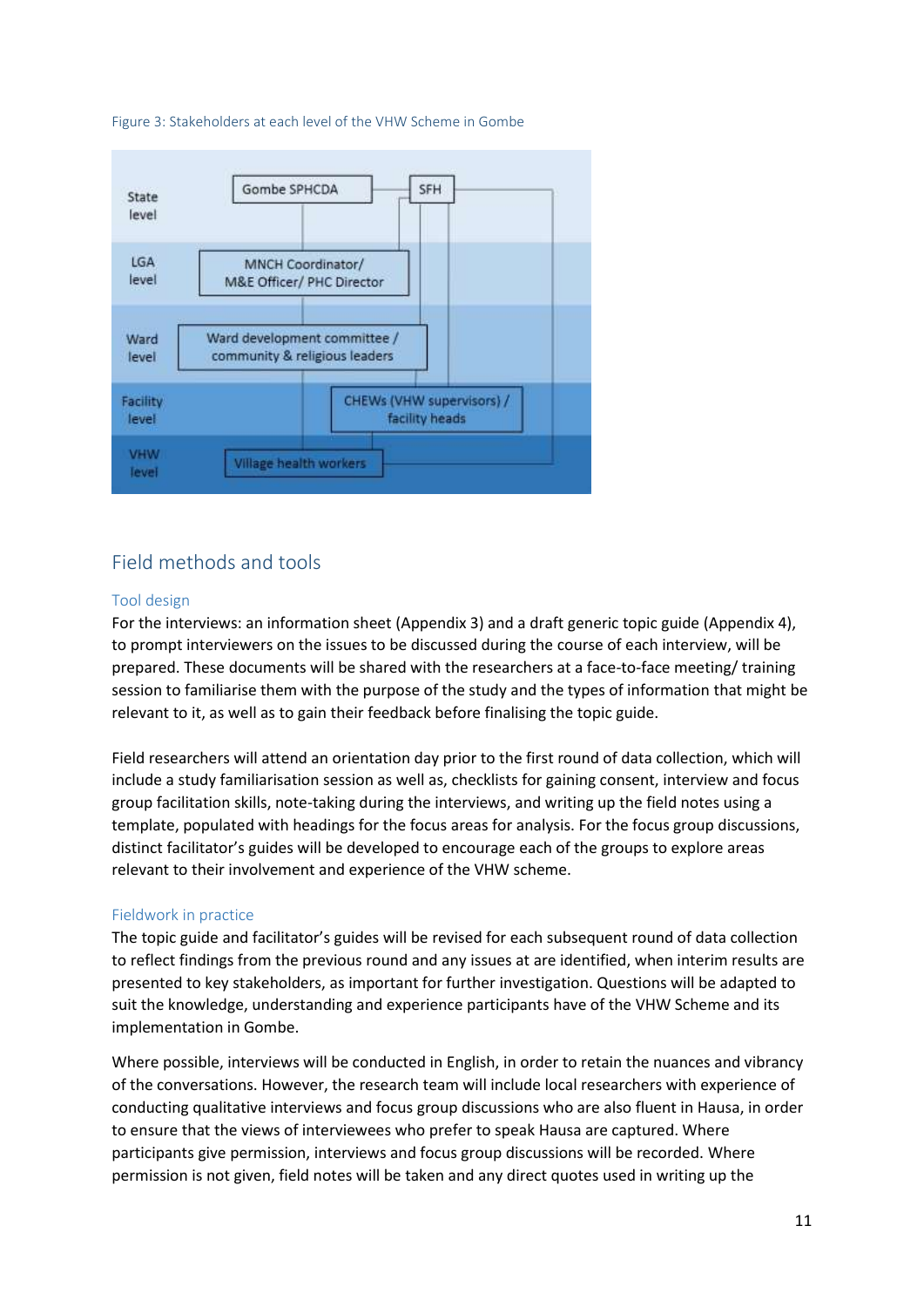Figure 3: Stakeholders at each level of the VHW Scheme in Gombe

| Level | Stakeholders |
| --- | --- |
| State level | Gombe SPHCDA; SFH |
| LGA level | MNCH Coordinator/ M&E Officer/ PHC Director |
| Ward level | Ward development committee / community & religious leaders |
| Facility level | CHEWs (VHW supervisors) / facility heads |
| VHW level | Village health workers |

## Field methods and tools

### Tool design

For the interviews: an information sheet (Appendix 3) and a draft generic topic guide (Appendix 4), to prompt interviewers on the issues to be discussed during the course of each interview, will be prepared. These documents will be shared with the researchers at a face-to-face meeting/ training session to familiarise them with the purpose of the study and the types of information that might be relevant to it, as well as to gain their feedback before finalising the topic guide.

Field researchers will attend an orientation day prior to the first round of data collection, which will include a study familiarisation session as well as, checklists for gaining consent, interview and focus group facilitation skills, note-taking during the interviews, and writing up the field notes using a template, populated with headings for the focus areas for analysis. For the focus group discussions, distinct facilitator's guides will be developed to encourage each of the groups to explore areas relevant to their involvement and experience of the VHW scheme.

### Fieldwork in practice

The topic guide and facilitator's guides will be revised for each subsequent round of data collection to reflect findings from the previous round and any issues at are identified, when interim results are presented to key stakeholders, as important for further investigation. Questions will be adapted to suit the knowledge, understanding and experience participants have of the VHW Scheme and its implementation in Gombe.

Where possible, interviews will be conducted in English, in order to retain the nuances and vibrancy of the conversations. However, the research team will include local researchers with experience of conducting qualitative interviews and focus group discussions who are also fluent in Hausa, in order to ensure that the views of interviewees who prefer to speak Hausa are captured. Where participants give permission, interviews and focus group discussions will be recorded. Where permission is not given, field notes will be taken and any direct quotes used in writing up the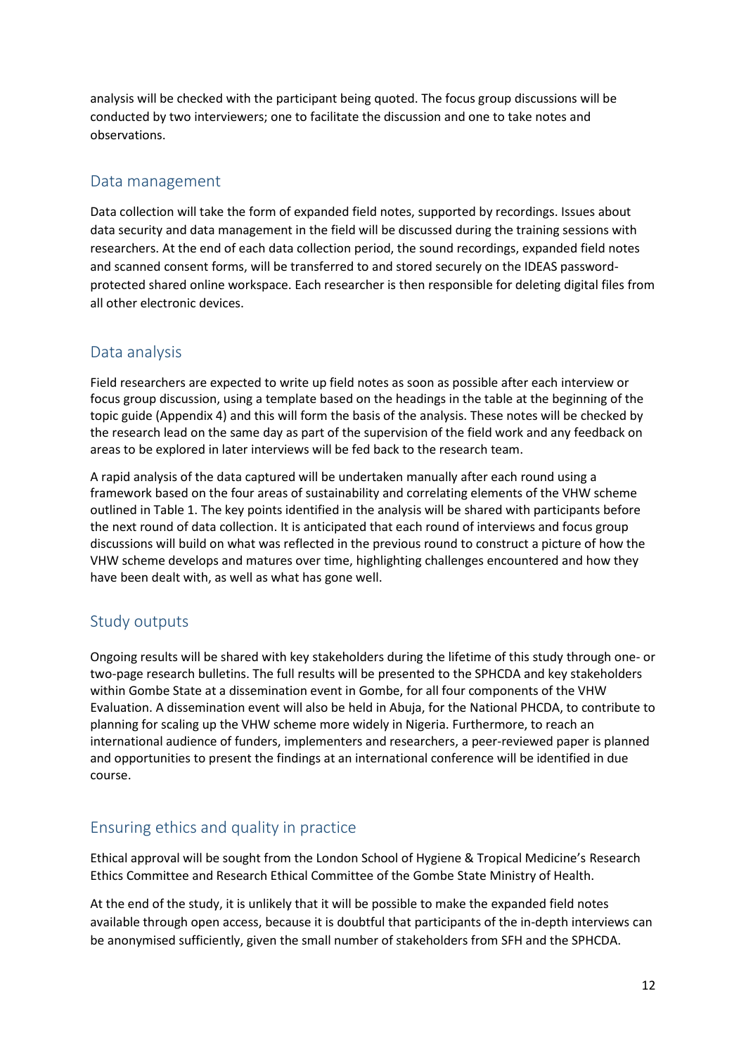analysis will be checked with the participant being quoted. The focus group discussions will be conducted by two interviewers; one to facilitate the discussion and one to take notes and observations.

## Data management

Data collection will take the form of expanded field notes, supported by recordings. Issues about data security and data management in the field will be discussed during the training sessions with researchers. At the end of each data collection period, the sound recordings, expanded field notes and scanned consent forms, will be transferred to and stored securely on the IDEAS password-protected shared online workspace. Each researcher is then responsible for deleting digital files from all other electronic devices.

## Data analysis

Field researchers are expected to write up field notes as soon as possible after each interview or focus group discussion, using a template based on the headings in the table at the beginning of the topic guide (Appendix 4) and this will form the basis of the analysis. These notes will be checked by the research lead on the same day as part of the supervision of the field work and any feedback on areas to be explored in later interviews will be fed back to the research team.

A rapid analysis of the data captured will be undertaken manually after each round using a framework based on the four areas of sustainability and correlating elements of the VHW scheme outlined in Table 1. The key points identified in the analysis will be shared with participants before the next round of data collection. It is anticipated that each round of interviews and focus group discussions will build on what was reflected in the previous round to construct a picture of how the VHW scheme develops and matures over time, highlighting challenges encountered and how they have been dealt with, as well as what has gone well.

## Study outputs

Ongoing results will be shared with key stakeholders during the lifetime of this study through one- or two-page research bulletins. The full results will be presented to the SPHCDA and key stakeholders within Gombe State at a dissemination event in Gombe, for all four components of the VHW Evaluation. A dissemination event will also be held in Abuja, for the National PHCDA, to contribute to planning for scaling up the VHW scheme more widely in Nigeria. Furthermore, to reach an international audience of funders, implementers and researchers, a peer-reviewed paper is planned and opportunities to present the findings at an international conference will be identified in due course.

## Ensuring ethics and quality in practice

Ethical approval will be sought from the London School of Hygiene & Tropical Medicine's Research Ethics Committee and Research Ethical Committee of the Gombe State Ministry of Health.

At the end of the study, it is unlikely that it will be possible to make the expanded field notes available through open access, because it is doubtful that participants of the in-depth interviews can be anonymised sufficiently, given the small number of stakeholders from SFH and the SPHCDA.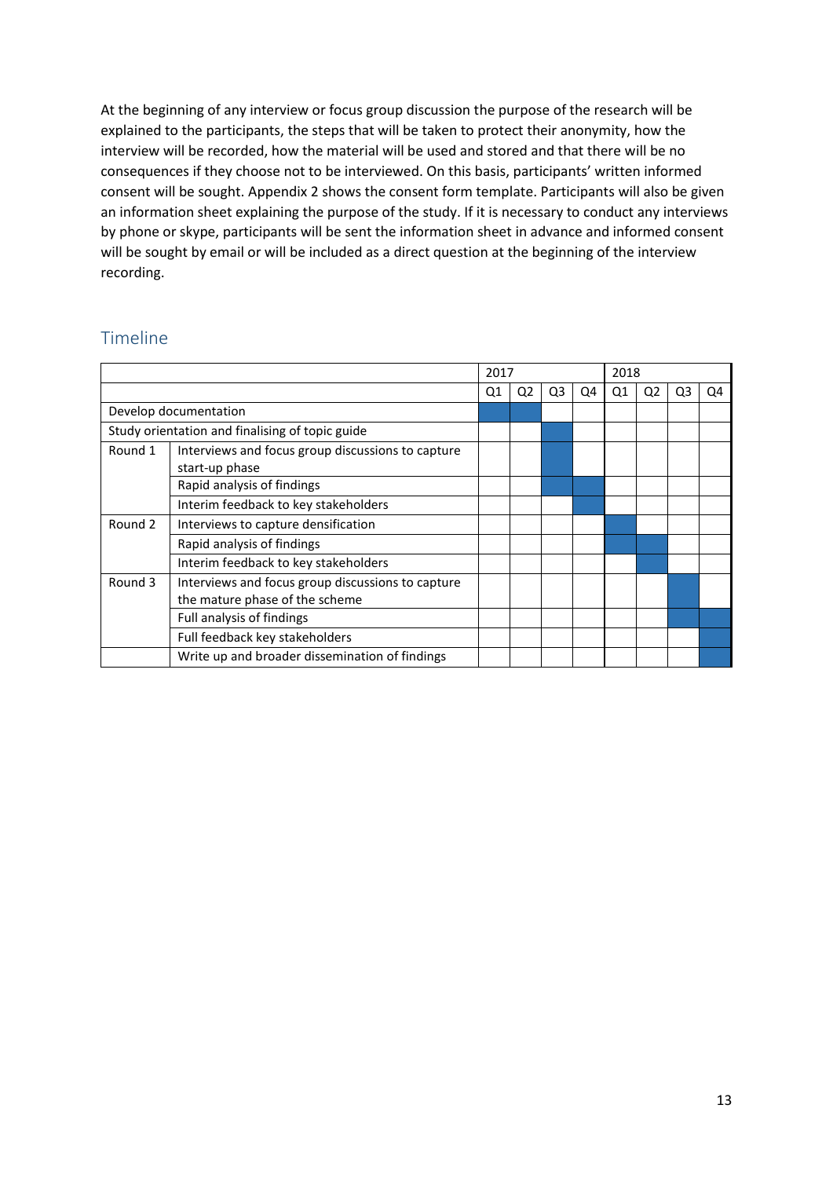At the beginning of any interview or focus group discussion the purpose of the research will be explained to the participants, the steps that will be taken to protect their anonymity, how the interview will be recorded, how the material will be used and stored and that there will be no consequences if they choose not to be interviewed. On this basis, participants' written informed consent will be sought. Appendix 2 shows the consent form template. Participants will also be given an information sheet explaining the purpose of the study. If it is necessary to conduct any interviews by phone or skype, participants will be sent the information sheet in advance and informed consent will be sought by email or will be included as a direct question at the beginning of the interview recording.

## Timeline

| | | 2017 | | | | 2018 | | | |
|---|---|---|---|---|---|---|---|---|---|
| | | Q1 | Q2 | Q3 | Q4 | Q1 | Q2 | Q3 | Q4 |
| Develop documentation | | ■ | ■ | | | | | | |
| Study orientation and finalising of topic guide | | | | ■ | | | | | |
| Round 1 | Interviews and focus group discussions to capture start-up phase | | | ■ | | | | | |
| | Rapid analysis of findings | | | ■ | ■ | | | | |
| | Interim feedback to key stakeholders | | | | ■ | | | | |
| Round 2 | Interviews to capture densification | | | | | ■ | | | |
| | Rapid analysis of findings | | | | | ■ | ■ | | |
| | Interim feedback to key stakeholders | | | | | | ■ | | |
| Round 3 | Interviews and focus group discussions to capture the mature phase of the scheme | | | | | | | ■ | |
| | Full analysis of findings | | | | | | | ■ | ■ |
| | Full feedback key stakeholders | | | | | | | | ■ |
| | Write up and broader dissemination of findings | | | | | | | | ■ |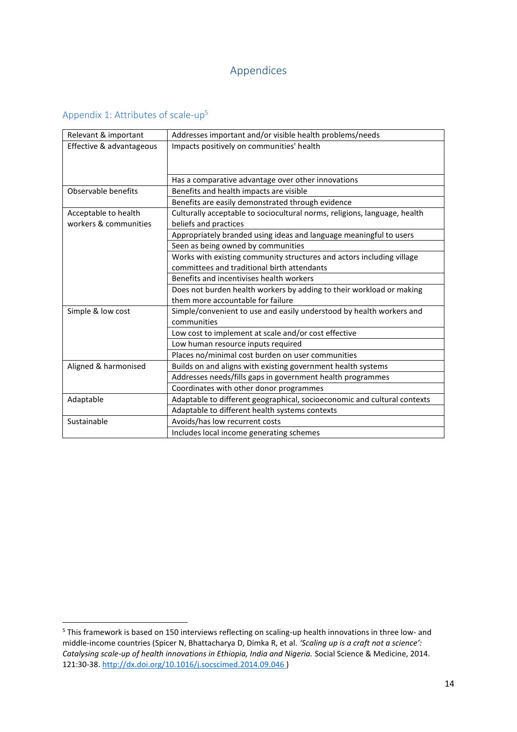# Appendices

## Appendix 1: Attributes of scale-up[5]

| | |
|---|---|
| Relevant & important | Addresses important and/or visible health problems/needs |
| Effective & advantageous | Impacts positively on communities' health |
| | Has a comparative advantage over other innovations |
| Observable benefits | Benefits and health impacts are visible |
| | Benefits are easily demonstrated through evidence |
| Acceptable to health workers & communities | Culturally acceptable to sociocultural norms, religions, language, health beliefs and practices |
| | Appropriately branded using ideas and language meaningful to users |
| | Seen as being owned by communities |
| | Works with existing community structures and actors including village committees and traditional birth attendants |
| | Benefits and incentivises health workers |
| | Does not burden health workers by adding to their workload or making them more accountable for failure |
| Simple & low cost | Simple/convenient to use and easily understood by health workers and communities |
| | Low cost to implement at scale and/or cost effective |
| | Low human resource inputs required |
| | Places no/minimal cost burden on user communities |
| Aligned & harmonised | Builds on and aligns with existing government health systems |
| | Addresses needs/fills gaps in government health programmes |
| | Coordinates with other donor programmes |
| Adaptable | Adaptable to different geographical, socioeconomic and cultural contexts |
| | Adaptable to different health systems contexts |
| Sustainable | Avoids/has low recurrent costs |
| | Includes local income generating schemes |

[5] This framework is based on 150 interviews reflecting on scaling-up health innovations in three low- and middle-income countries (Spicer N, Bhattacharya D, Dimka R, et al. *'Scaling up is a craft not a science': Catalysing scale-up of health innovations in Ethiopia, India and Nigeria.* Social Science & Medicine, 2014. 121:30-38. http://dx.doi.org/10.1016/j.socscimed.2014.09.046 )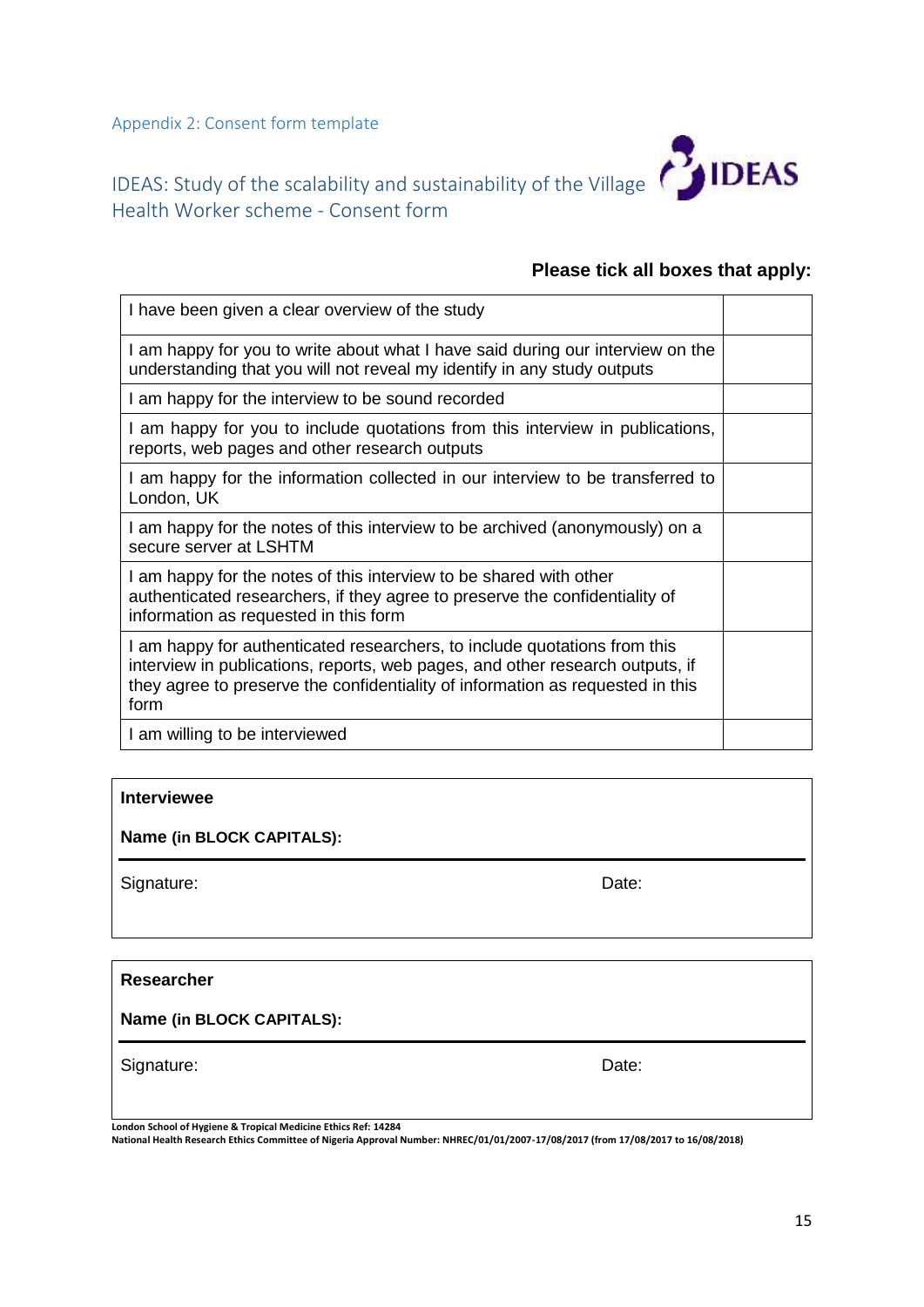## Appendix 2: Consent form template

# IDEAS: Study of the scalability and sustainability of the Village Health Worker scheme - Consent form

**Please tick all boxes that apply:**

| | |
|---|---|
| I have been given a clear overview of the study | |
| I am happy for you to write about what I have said during our interview on the understanding that you will not reveal my identify in any study outputs | |
| I am happy for the interview to be sound recorded | |
| I am happy for you to include quotations from this interview in publications, reports, web pages and other research outputs | |
| I am happy for the information collected in our interview to be transferred to London, UK | |
| I am happy for the notes of this interview to be archived (anonymously) on a secure server at LSHTM | |
| I am happy for the notes of this interview to be shared with other authenticated researchers, if they agree to preserve the confidentiality of information as requested in this form | |
| I am happy for authenticated researchers, to include quotations from this interview in publications, reports, web pages, and other research outputs, if they agree to preserve the confidentiality of information as requested in this form | |
| I am willing to be interviewed | |

**Interviewee**

**Name (in BLOCK CAPITALS):**

Signature: Date:

**Researcher**

**Name (in BLOCK CAPITALS):**

Signature: Date:

**London School of Hygiene & Tropical Medicine Ethics Ref: 14284**
**National Health Research Ethics Committee of Nigeria Approval Number: NHREC/01/01/2007-17/08/2017 (from 17/08/2017 to 16/08/2018)**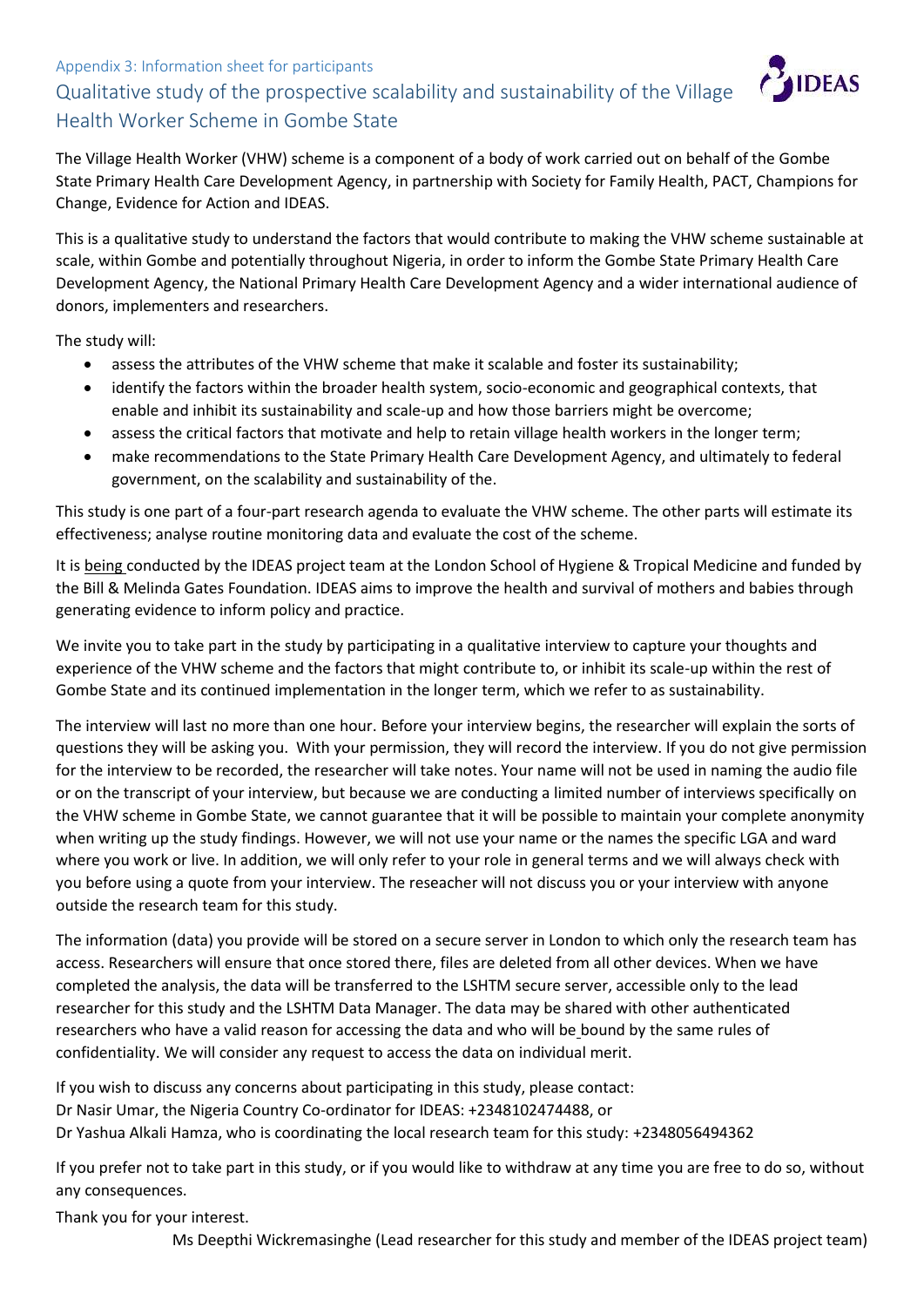Appendix 3: Information sheet for participants

# Qualitative study of the prospective scalability and sustainability of the Village Health Worker Scheme in Gombe State

The Village Health Worker (VHW) scheme is a component of a body of work carried out on behalf of the Gombe State Primary Health Care Development Agency, in partnership with Society for Family Health, PACT, Champions for Change, Evidence for Action and IDEAS.

This is a qualitative study to understand the factors that would contribute to making the VHW scheme sustainable at scale, within Gombe and potentially throughout Nigeria, in order to inform the Gombe State Primary Health Care Development Agency, the National Primary Health Care Development Agency and a wider international audience of donors, implementers and researchers.

The study will:

- assess the attributes of the VHW scheme that make it scalable and foster its sustainability;
- identify the factors within the broader health system, socio-economic and geographical contexts, that enable and inhibit its sustainability and scale-up and how those barriers might be overcome;
- assess the critical factors that motivate and help to retain village health workers in the longer term;
- make recommendations to the State Primary Health Care Development Agency, and ultimately to federal government, on the scalability and sustainability of the.

This study is one part of a four-part research agenda to evaluate the VHW scheme. The other parts will estimate its effectiveness; analyse routine monitoring data and evaluate the cost of the scheme.

It is being conducted by the IDEAS project team at the London School of Hygiene & Tropical Medicine and funded by the Bill & Melinda Gates Foundation. IDEAS aims to improve the health and survival of mothers and babies through generating evidence to inform policy and practice.

We invite you to take part in the study by participating in a qualitative interview to capture your thoughts and experience of the VHW scheme and the factors that might contribute to, or inhibit its scale-up within the rest of Gombe State and its continued implementation in the longer term, which we refer to as sustainability.

The interview will last no more than one hour. Before your interview begins, the researcher will explain the sorts of questions they will be asking you. With your permission, they will record the interview. If you do not give permission for the interview to be recorded, the researcher will take notes. Your name will not be used in naming the audio file or on the transcript of your interview, but because we are conducting a limited number of interviews specifically on the VHW scheme in Gombe State, we cannot guarantee that it will be possible to maintain your complete anonymity when writing up the study findings. However, we will not use your name or the names the specific LGA and ward where you work or live. In addition, we will only refer to your role in general terms and we will always check with you before using a quote from your interview. The reseacher will not discuss you or your interview with anyone outside the research team for this study.

The information (data) you provide will be stored on a secure server in London to which only the research team has access. Researchers will ensure that once stored there, files are deleted from all other devices. When we have completed the analysis, the data will be transferred to the LSHTM secure server, accessible only to the lead researcher for this study and the LSHTM Data Manager. The data may be shared with other authenticated researchers who have a valid reason for accessing the data and who will be bound by the same rules of confidentiality. We will consider any request to access the data on individual merit.

If you wish to discuss any concerns about participating in this study, please contact:
Dr Nasir Umar, the Nigeria Country Co-ordinator for IDEAS: +2348102474488, or
Dr Yashua Alkali Hamza, who is coordinating the local research team for this study: +2348056494362

If you prefer not to take part in this study, or if you would like to withdraw at any time you are free to do so, without any consequences.

Thank you for your interest.

Ms Deepthi Wickremasinghe (Lead researcher for this study and member of the IDEAS project team)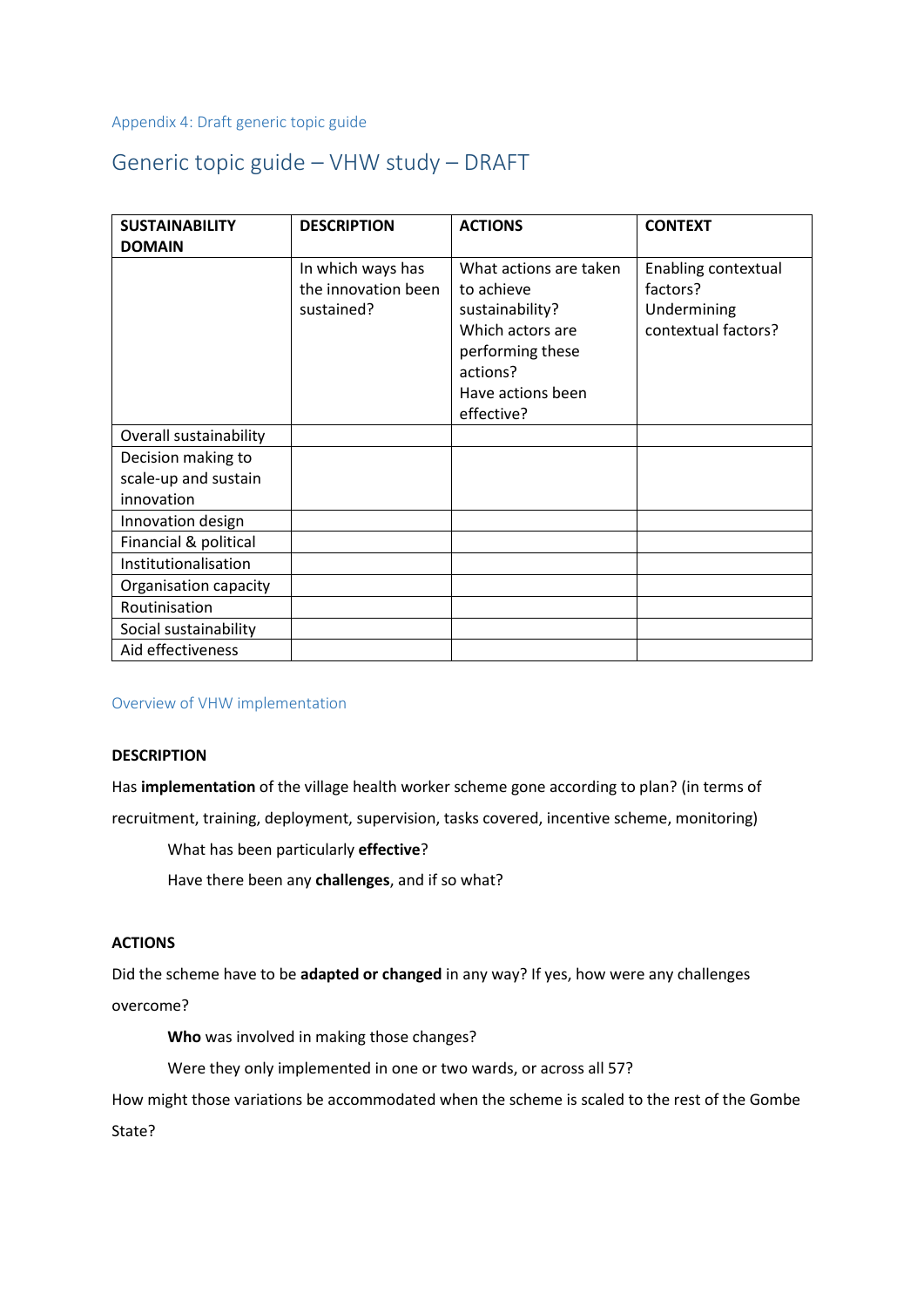Appendix 4: Draft generic topic guide

# Generic topic guide – VHW study – DRAFT

| SUSTAINABILITY DOMAIN | DESCRIPTION | ACTIONS | CONTEXT |
|---|---|---|---|
| | In which ways has the innovation been sustained? | What actions are taken to achieve sustainability? Which actors are performing these actions? Have actions been effective? | Enabling contextual factors? Undermining contextual factors? |
| Overall sustainability | | | |
| Decision making to scale-up and sustain innovation | | | |
| Innovation design | | | |
| Financial & political | | | |
| Institutionalisation | | | |
| Organisation capacity | | | |
| Routinisation | | | |
| Social sustainability | | | |
| Aid effectiveness | | | |

## Overview of VHW implementation

**DESCRIPTION**

Has **implementation** of the village health worker scheme gone according to plan? (in terms of recruitment, training, deployment, supervision, tasks covered, incentive scheme, monitoring)

What has been particularly **effective**?

Have there been any **challenges**, and if so what?

**ACTIONS**

Did the scheme have to be **adapted or changed** in any way? If yes, how were any challenges overcome?

**Who** was involved in making those changes?

Were they only implemented in one or two wards, or across all 57?

How might those variations be accommodated when the scheme is scaled to the rest of the Gombe State?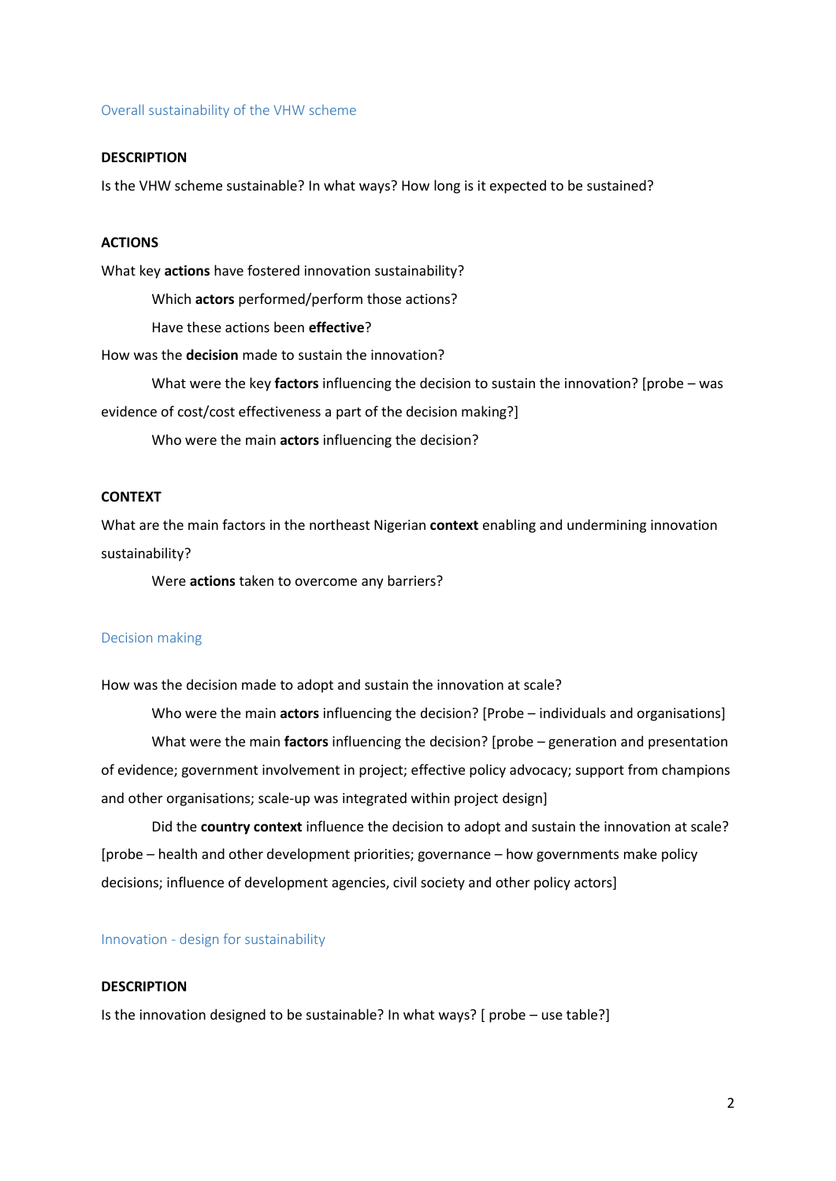## Overall sustainability of the VHW scheme

**DESCRIPTION**

Is the VHW scheme sustainable? In what ways? How long is it expected to be sustained?

**ACTIONS**

What key **actions** have fostered innovation sustainability?

Which **actors** performed/perform those actions?

Have these actions been **effective**?

How was the **decision** made to sustain the innovation?

What were the key **factors** influencing the decision to sustain the innovation? [probe – was evidence of cost/cost effectiveness a part of the decision making?]

Who were the main **actors** influencing the decision?

**CONTEXT**

What are the main factors in the northeast Nigerian **context** enabling and undermining innovation sustainability?

Were **actions** taken to overcome any barriers?

## Decision making

How was the decision made to adopt and sustain the innovation at scale?

Who were the main **actors** influencing the decision? [Probe – individuals and organisations]

What were the main **factors** influencing the decision? [probe – generation and presentation of evidence; government involvement in project; effective policy advocacy; support from champions and other organisations; scale-up was integrated within project design]

Did the **country context** influence the decision to adopt and sustain the innovation at scale? [probe – health and other development priorities; governance – how governments make policy decisions; influence of development agencies, civil society and other policy actors]

## Innovation - design for sustainability

**DESCRIPTION**

Is the innovation designed to be sustainable? In what ways? [ probe – use table?]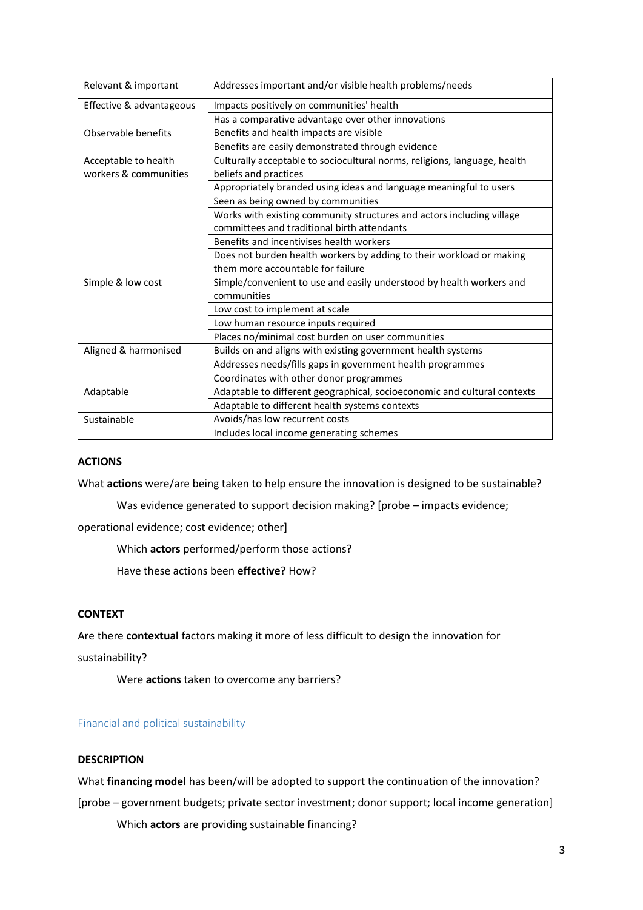| | |
|---|---|
| Relevant & important | Addresses important and/or visible health problems/needs |
| Effective & advantageous | Impacts positively on communities' health |
| | Has a comparative advantage over other innovations |
| Observable benefits | Benefits and health impacts are visible |
| | Benefits are easily demonstrated through evidence |
| Acceptable to health workers & communities | Culturally acceptable to sociocultural norms, religions, language, health beliefs and practices |
| | Appropriately branded using ideas and language meaningful to users |
| | Seen as being owned by communities |
| | Works with existing community structures and actors including village committees and traditional birth attendants |
| | Benefits and incentivises health workers |
| | Does not burden health workers by adding to their workload or making them more accountable for failure |
| Simple & low cost | Simple/convenient to use and easily understood by health workers and communities |
| | Low cost to implement at scale |
| | Low human resource inputs required |
| | Places no/minimal cost burden on user communities |
| Aligned & harmonised | Builds on and aligns with existing government health systems |
| | Addresses needs/fills gaps in government health programmes |
| | Coordinates with other donor programmes |
| Adaptable | Adaptable to different geographical, socioeconomic and cultural contexts |
| | Adaptable to different health systems contexts |
| Sustainable | Avoids/has low recurrent costs |
| | Includes local income generating schemes |

**ACTIONS**

What **actions** were/are being taken to help ensure the innovation is designed to be sustainable?

Was evidence generated to support decision making? [probe – impacts evidence; operational evidence; cost evidence; other]

Which **actors** performed/perform those actions?

Have these actions been **effective**? How?

**CONTEXT**

Are there **contextual** factors making it more of less difficult to design the innovation for sustainability?

Were **actions** taken to overcome any barriers?

### Financial and political sustainability

**DESCRIPTION**

What **financing model** has been/will be adopted to support the continuation of the innovation? [probe – government budgets; private sector investment; donor support; local income generation]

Which **actors** are providing sustainable financing?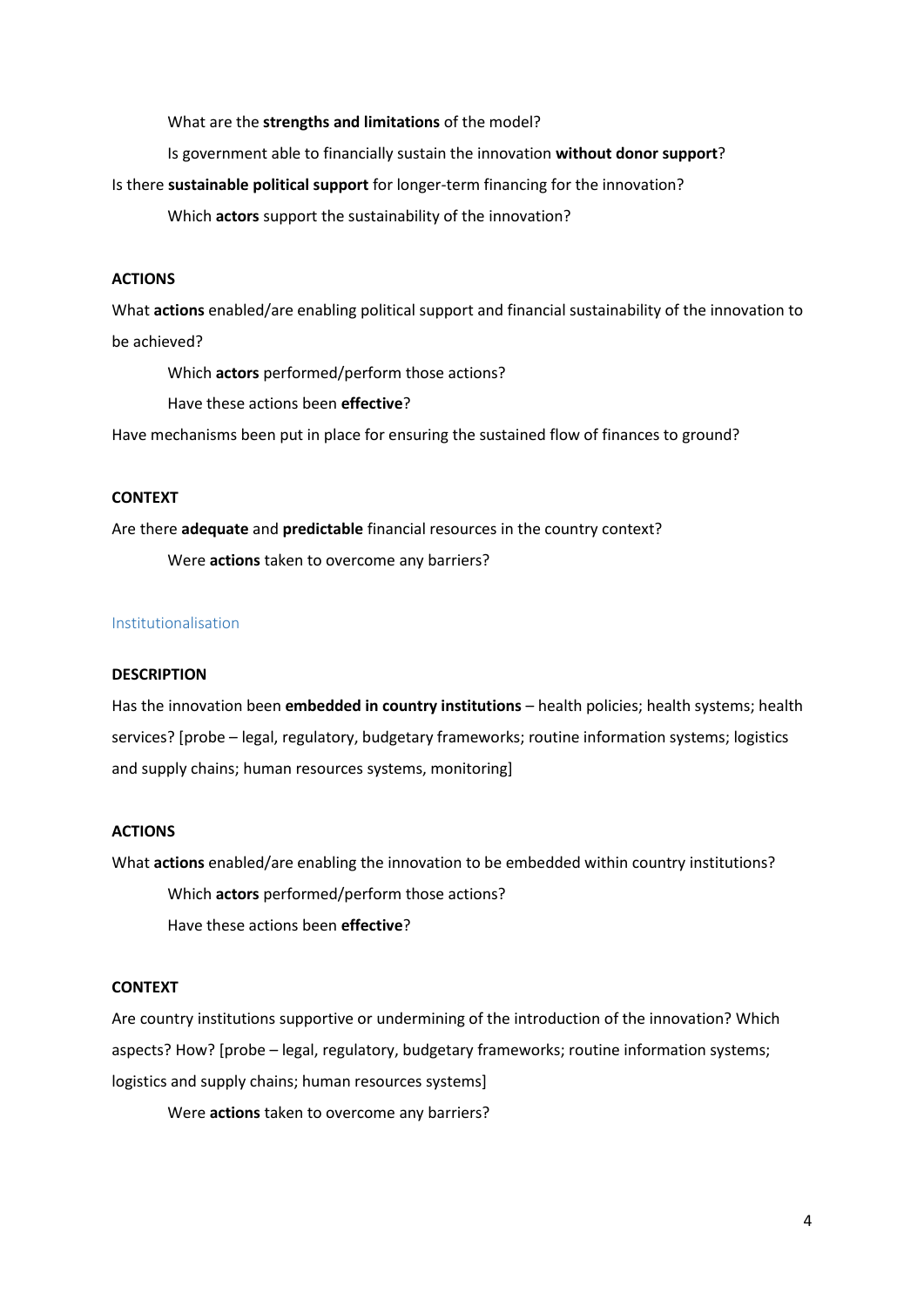What are the **strengths and limitations** of the model?

Is government able to financially sustain the innovation **without donor support**?

Is there **sustainable political support** for longer-term financing for the innovation?

Which **actors** support the sustainability of the innovation?

**ACTIONS**

What **actions** enabled/are enabling political support and financial sustainability of the innovation to be achieved?

Which **actors** performed/perform those actions?

Have these actions been **effective**?

Have mechanisms been put in place for ensuring the sustained flow of finances to ground?

**CONTEXT**

Are there **adequate** and **predictable** financial resources in the country context?

Were **actions** taken to overcome any barriers?

### Institutionalisation

**DESCRIPTION**

Has the innovation been **embedded in country institutions** – health policies; health systems; health services? [probe – legal, regulatory, budgetary frameworks; routine information systems; logistics and supply chains; human resources systems, monitoring]

**ACTIONS**

What **actions** enabled/are enabling the innovation to be embedded within country institutions?

Which **actors** performed/perform those actions?

Have these actions been **effective**?

**CONTEXT**

Are country institutions supportive or undermining of the introduction of the innovation? Which aspects? How? [probe – legal, regulatory, budgetary frameworks; routine information systems; logistics and supply chains; human resources systems]

Were **actions** taken to overcome any barriers?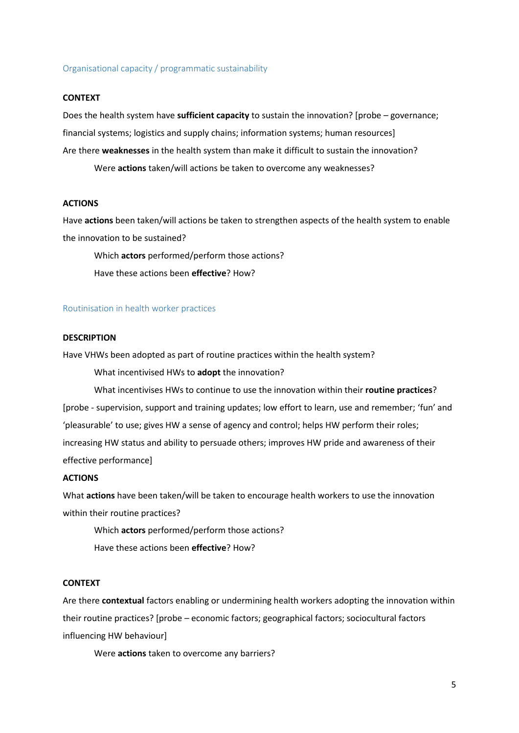## Organisational capacity / programmatic sustainability

**CONTEXT**

Does the health system have **sufficient capacity** to sustain the innovation? [probe – governance; financial systems; logistics and supply chains; information systems; human resources]

Are there **weaknesses** in the health system than make it difficult to sustain the innovation?

Were **actions** taken/will actions be taken to overcome any weaknesses?

**ACTIONS**

Have **actions** been taken/will actions be taken to strengthen aspects of the health system to enable the innovation to be sustained?

Which **actors** performed/perform those actions?

Have these actions been **effective**? How?

## Routinisation in health worker practices

**DESCRIPTION**

Have VHWs been adopted as part of routine practices within the health system?

What incentivised HWs to **adopt** the innovation?

What incentivises HWs to continue to use the innovation within their **routine practices**?

[probe - supervision, support and training updates; low effort to learn, use and remember; 'fun' and 'pleasurable' to use; gives HW a sense of agency and control; helps HW perform their roles; increasing HW status and ability to persuade others; improves HW pride and awareness of their effective performance]

**ACTIONS**

What **actions** have been taken/will be taken to encourage health workers to use the innovation within their routine practices?

Which **actors** performed/perform those actions?

Have these actions been **effective**? How?

**CONTEXT**

Are there **contextual** factors enabling or undermining health workers adopting the innovation within their routine practices? [probe – economic factors; geographical factors; sociocultural factors influencing HW behaviour]

Were **actions** taken to overcome any barriers?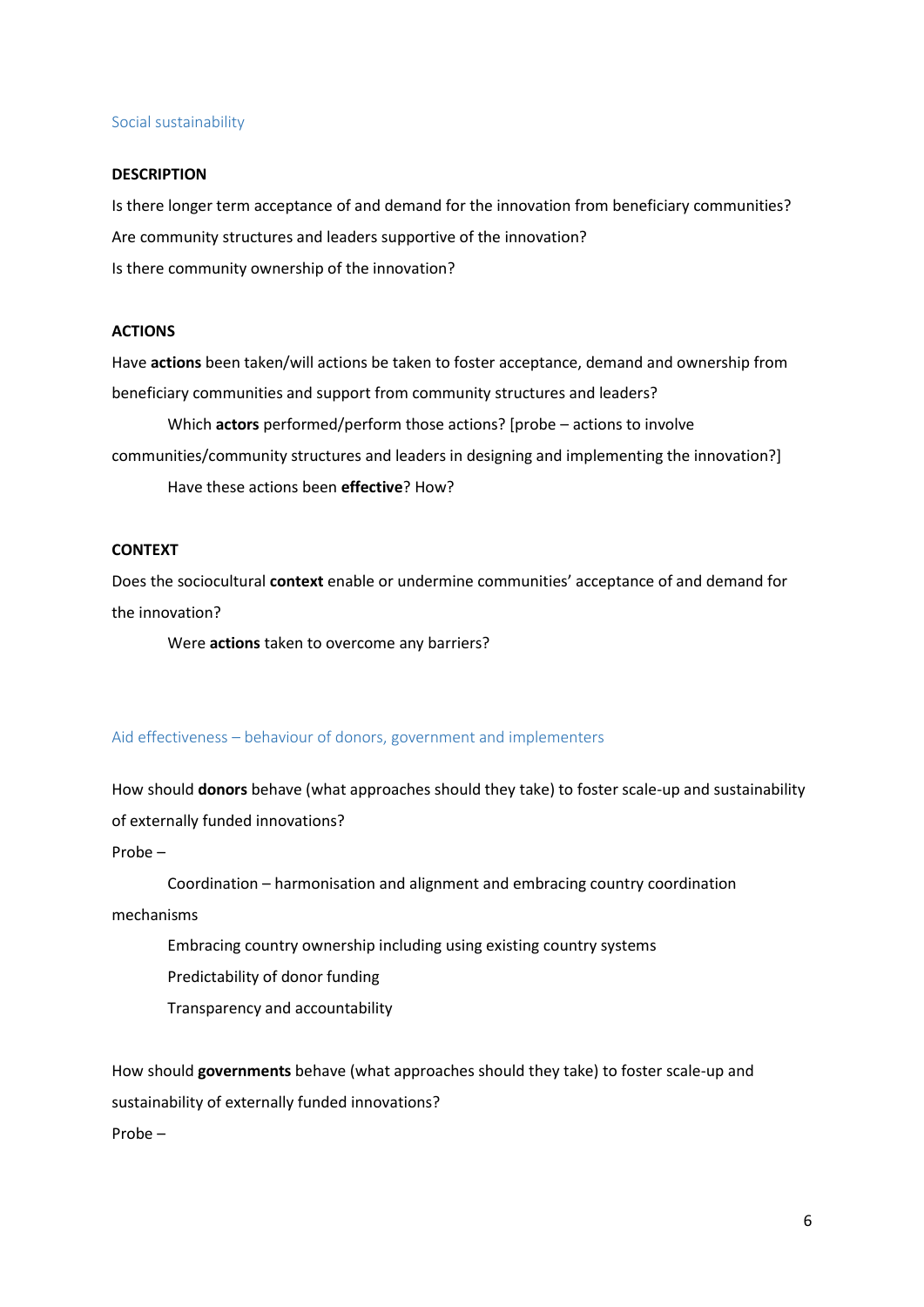## Social sustainability

**DESCRIPTION**

Is there longer term acceptance of and demand for the innovation from beneficiary communities?

Are community structures and leaders supportive of the innovation?

Is there community ownership of the innovation?

**ACTIONS**

Have **actions** been taken/will actions be taken to foster acceptance, demand and ownership from beneficiary communities and support from community structures and leaders?

Which **actors** performed/perform those actions? [probe – actions to involve communities/community structures and leaders in designing and implementing the innovation?]

Have these actions been **effective**? How?

**CONTEXT**

Does the sociocultural **context** enable or undermine communities' acceptance of and demand for the innovation?

Were **actions** taken to overcome any barriers?

## Aid effectiveness – behaviour of donors, government and implementers

How should **donors** behave (what approaches should they take) to foster scale-up and sustainability of externally funded innovations?

Probe –

Coordination – harmonisation and alignment and embracing country coordination mechanisms

Embracing country ownership including using existing country systems

Predictability of donor funding

Transparency and accountability

How should **governments** behave (what approaches should they take) to foster scale-up and sustainability of externally funded innovations?

Probe –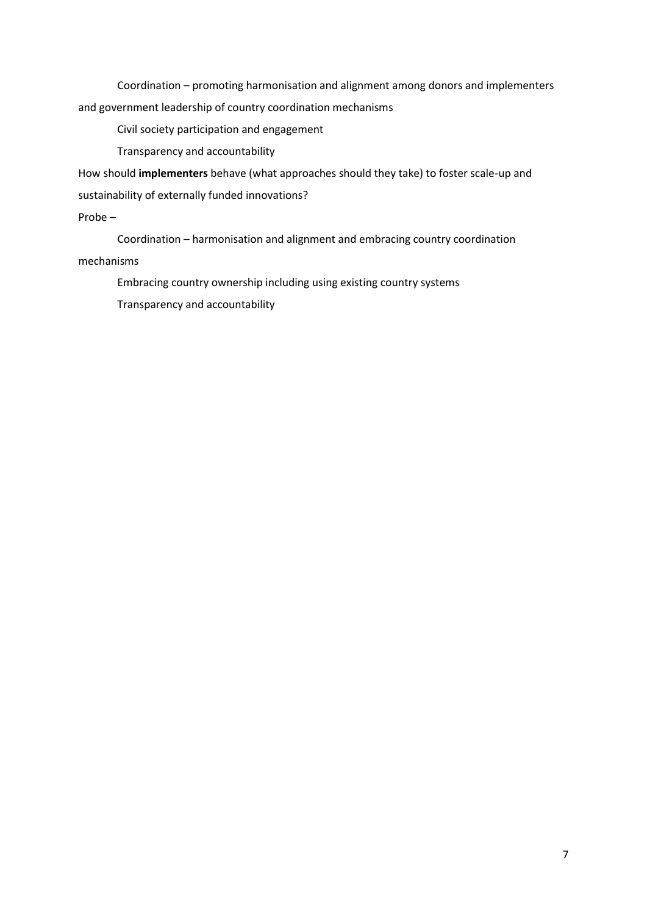Coordination – promoting harmonisation and alignment among donors and implementers and government leadership of country coordination mechanisms

Civil society participation and engagement

Transparency and accountability

How should **implementers** behave (what approaches should they take) to foster scale-up and sustainability of externally funded innovations?

Probe –

Coordination – harmonisation and alignment and embracing country coordination mechanisms

Embracing country ownership including using existing country systems

Transparency and accountability